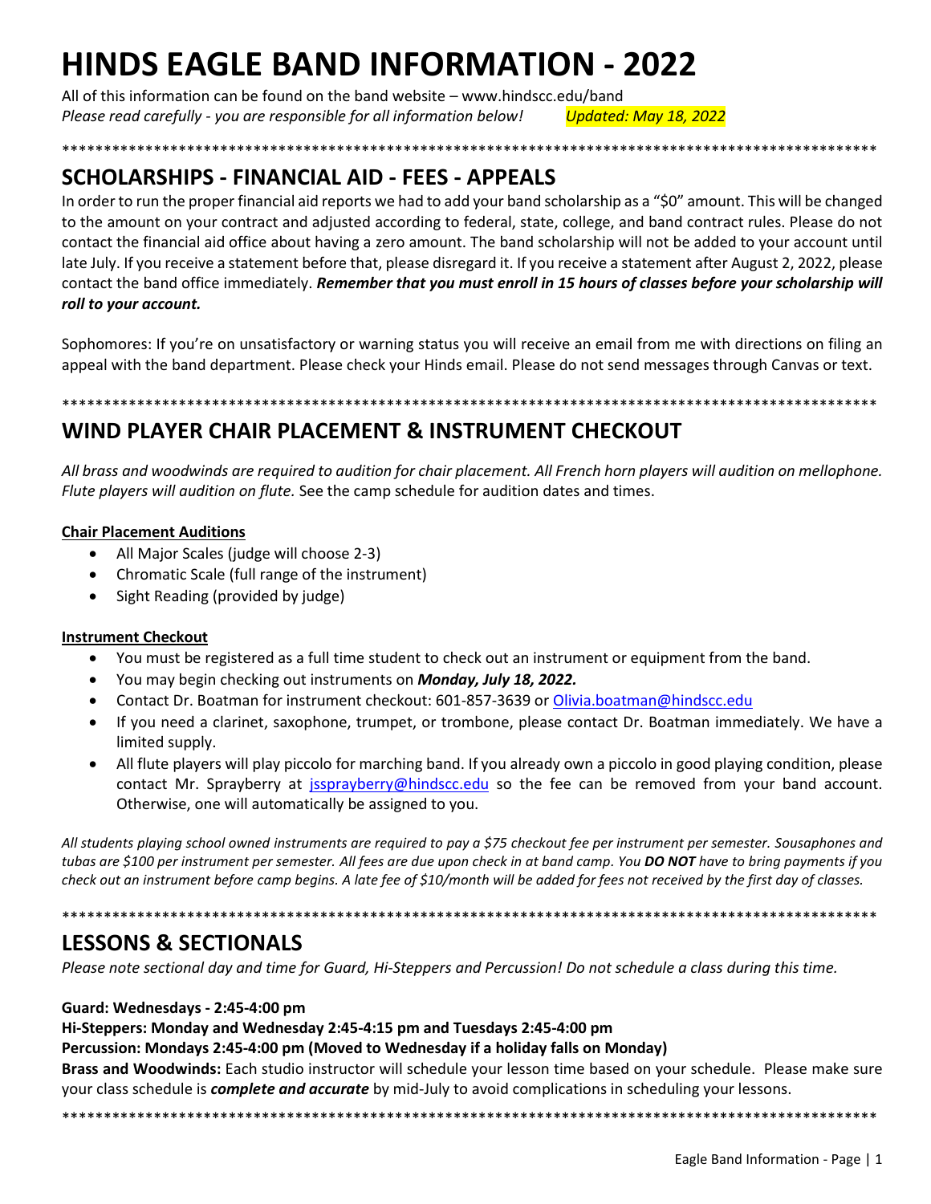# HINDS EAGLE BAND INFORMATION - 2022

All of this information can be found on the band website – www.hindscc.edu/band

*Please read carefully - you are responsible for all information below!* *Updated: May 18, 2022*

****************************************************************************************************

## SCHOLARSHIPS - FINANCIAL AID - FEES - APPEALS

In order to run the proper financial aid reports we had to add your band scholarship as a "$0" amount. This will be changed to the amount on your contract and adjusted according to federal, state, college, and band contract rules. Please do not contact the financial aid office about having a zero amount. The band scholarship will not be added to your account until late July. If you receive a statement before that, please disregard it. If you receive a statement after August 2, 2022, please contact the band office immediately. ***Remember that you must enroll in 15 hours of classes before your scholarship will roll to your account.***

Sophomores: If you're on unsatisfactory or warning status you will receive an email from me with directions on filing an appeal with the band department. Please check your Hinds email. Please do not send messages through Canvas or text.

****************************************************************************************************

## WIND PLAYER CHAIR PLACEMENT & INSTRUMENT CHECKOUT

*All brass and woodwinds are required to audition for chair placement. All French horn players will audition on mellophone. Flute players will audition on flute.* See the camp schedule for audition dates and times.

**Chair Placement Auditions**

- All Major Scales (judge will choose 2-3)
- Chromatic Scale (full range of the instrument)
- Sight Reading (provided by judge)

**Instrument Checkout**

- You must be registered as a full time student to check out an instrument or equipment from the band.
- You may begin checking out instruments on ***Monday, July 18, 2022.***
- Contact Dr. Boatman for instrument checkout: 601-857-3639 or Olivia.boatman@hindscc.edu
- If you need a clarinet, saxophone, trumpet, or trombone, please contact Dr. Boatman immediately. We have a limited supply.
- All flute players will play piccolo for marching band. If you already own a piccolo in good playing condition, please contact Mr. Sprayberry at jssprayberry@hindscc.edu so the fee can be removed from your band account. Otherwise, one will automatically be assigned to you.

*All students playing school owned instruments are required to pay a $75 checkout fee per instrument per semester. Sousaphones and tubas are $100 per instrument per semester. All fees are due upon check in at band camp. You **DO NOT** have to bring payments if you check out an instrument before camp begins. A late fee of $10/month will be added for fees not received by the first day of classes.*

****************************************************************************************************

## LESSONS & SECTIONALS

*Please note sectional day and time for Guard, Hi-Steppers and Percussion! Do not schedule a class during this time.*

**Guard: Wednesdays - 2:45-4:00 pm**

**Hi-Steppers: Monday and Wednesday 2:45-4:15 pm and Tuesdays 2:45-4:00 pm**

**Percussion: Mondays 2:45-4:00 pm (Moved to Wednesday if a holiday falls on Monday)**

**Brass and Woodwinds:** Each studio instructor will schedule your lesson time based on your schedule. Please make sure your class schedule is ***complete and accurate*** by mid-July to avoid complications in scheduling your lessons.

****************************************************************************************************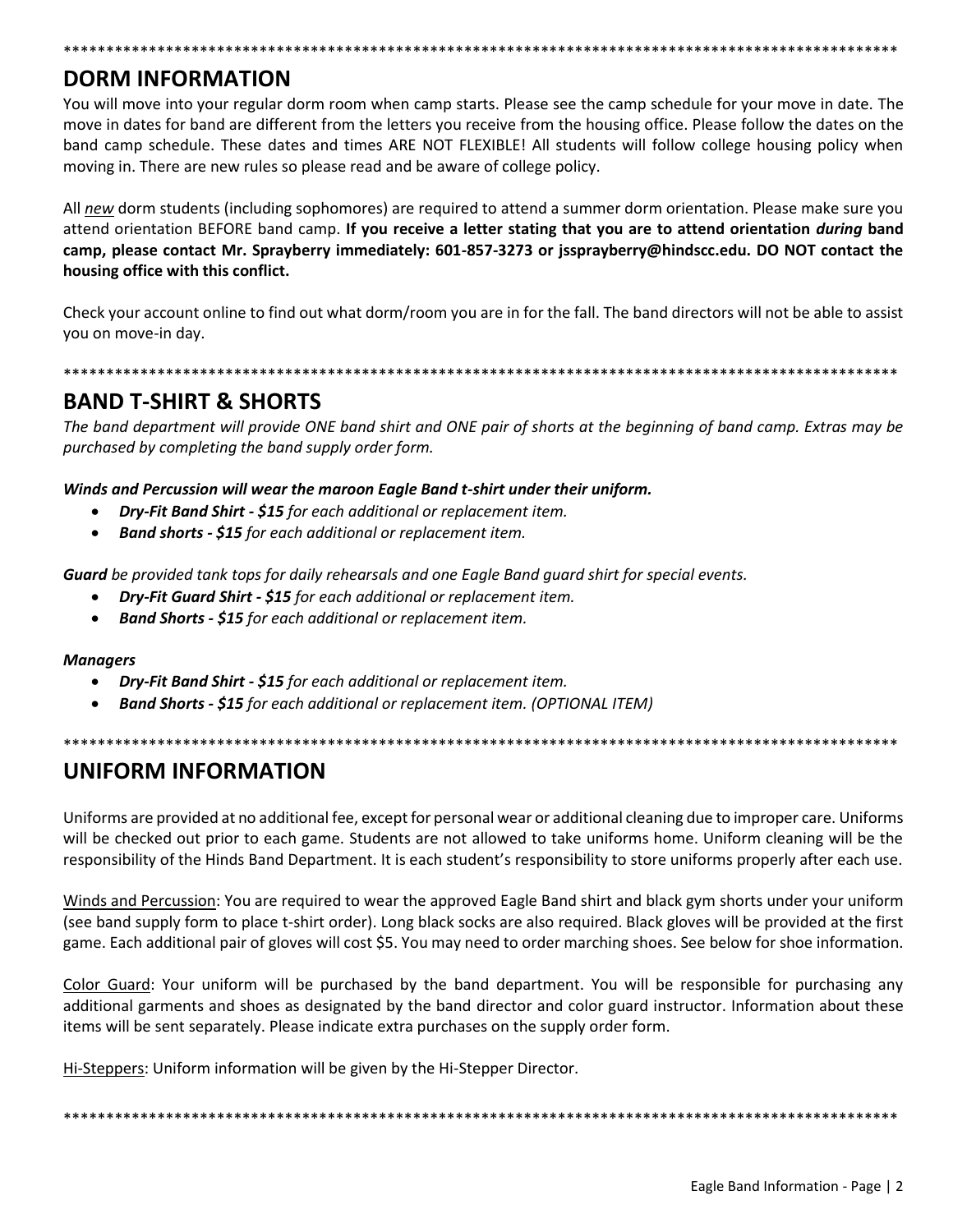## DORM INFORMATION

You will move into your regular dorm room when camp starts. Please see the camp schedule for your move in date. The move in dates for band are different from the letters you receive from the housing office. Please follow the dates on the band camp schedule. These dates and times ARE NOT FLEXIBLE! All students will follow college housing policy when moving in. There are new rules so please read and be aware of college policy.

All *new* dorm students (including sophomores) are required to attend a summer dorm orientation. Please make sure you attend orientation BEFORE band camp. **If you receive a letter stating that you are to attend orientation *during* band camp, please contact Mr. Sprayberry immediately: 601-857-3273 or jssprayberry@hindscc.edu. DO NOT contact the housing office with this conflict.**

Check your account online to find out what dorm/room you are in for the fall. The band directors will not be able to assist you on move-in day.

## BAND T-SHIRT & SHORTS

*The band department will provide ONE band shirt and ONE pair of shorts at the beginning of band camp. Extras may be purchased by completing the band supply order form.*

***Winds and Percussion will wear the maroon Eagle Band t-shirt under their uniform.***

- ***Dry-Fit Band Shirt - $15*** *for each additional or replacement item.*
- ***Band shorts - $15*** *for each additional or replacement item.*

***Guard*** *be provided tank tops for daily rehearsals and one Eagle Band guard shirt for special events.*

- ***Dry-Fit Guard Shirt - $15*** *for each additional or replacement item.*
- ***Band Shorts - $15*** *for each additional or replacement item.*

***Managers***

- ***Dry-Fit Band Shirt - $15*** *for each additional or replacement item.*
- ***Band Shorts - $15*** *for each additional or replacement item. (OPTIONAL ITEM)*

## UNIFORM INFORMATION

Uniforms are provided at no additional fee, except for personal wear or additional cleaning due to improper care. Uniforms will be checked out prior to each game. Students are not allowed to take uniforms home. Uniform cleaning will be the responsibility of the Hinds Band Department. It is each student's responsibility to store uniforms properly after each use.

Winds and Percussion: You are required to wear the approved Eagle Band shirt and black gym shorts under your uniform (see band supply form to place t-shirt order). Long black socks are also required. Black gloves will be provided at the first game. Each additional pair of gloves will cost $5. You may need to order marching shoes. See below for shoe information.

Color Guard: Your uniform will be purchased by the band department. You will be responsible for purchasing any additional garments and shoes as designated by the band director and color guard instructor. Information about these items will be sent separately. Please indicate extra purchases on the supply order form.

Hi-Steppers: Uniform information will be given by the Hi-Stepper Director.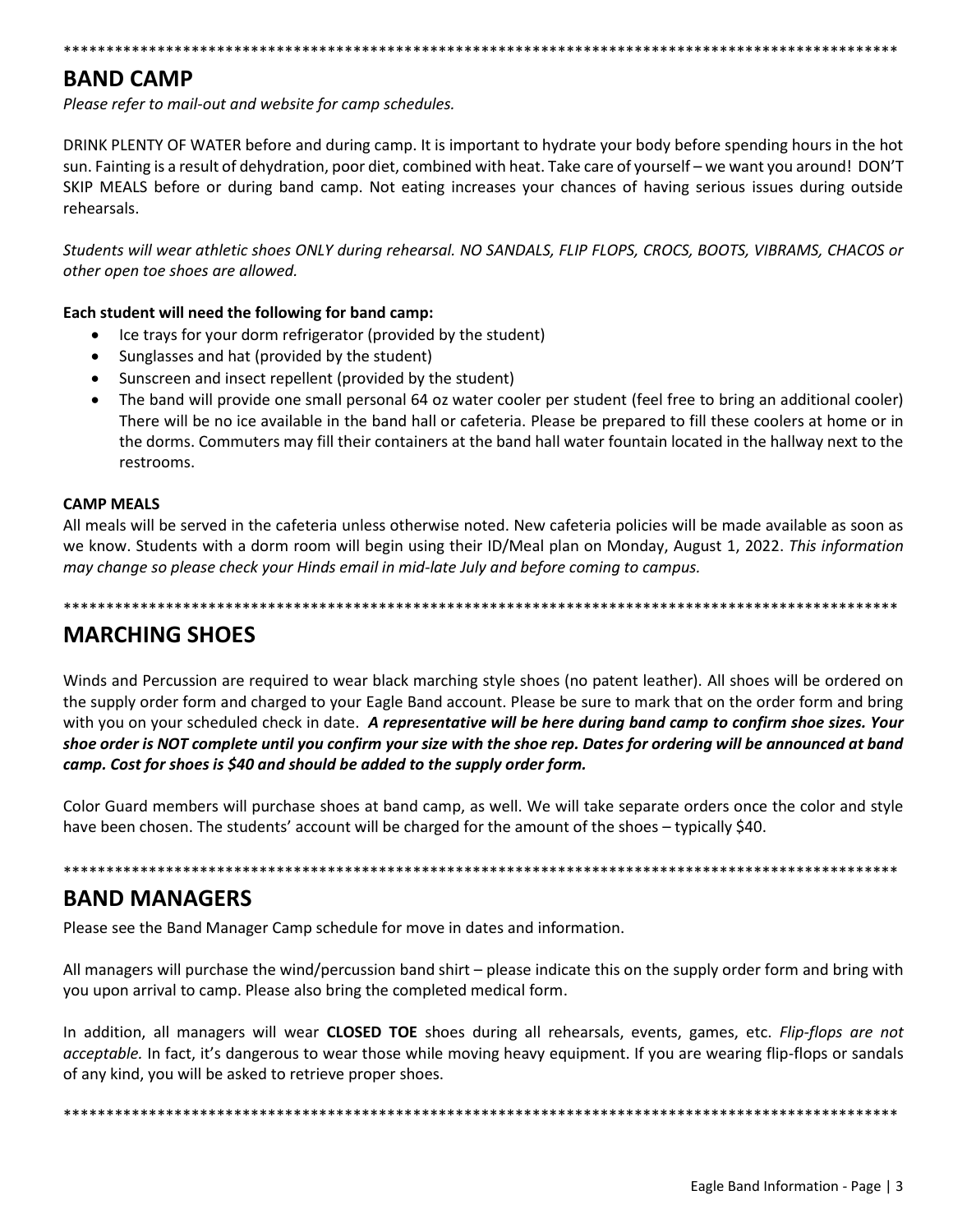\*\*\*\*\*\*\*\*\*\*\*\*\*\*\*\*\*\*\*\*\*\*\*\*\*\*\*\*\*\*\*\*\*\*\*\*\*\*\*\*\*\*\*\*\*\*\*\*\*\*\*\*\*\*\*\*\*\*\*\*\*\*\*\*\*\*\*\*\*\*\*\*\*\*\*\*\*\*\*\*\*\*\*\*\*\*\*\*\*\*\*\*\*\*\*\*\*\*\*\*

## BAND CAMP

*Please refer to mail-out and website for camp schedules.*

DRINK PLENTY OF WATER before and during camp. It is important to hydrate your body before spending hours in the hot sun. Fainting is a result of dehydration, poor diet, combined with heat. Take care of yourself – we want you around! DON'T SKIP MEALS before or during band camp. Not eating increases your chances of having serious issues during outside rehearsals.

*Students will wear athletic shoes ONLY during rehearsal. NO SANDALS, FLIP FLOPS, CROCS, BOOTS, VIBRAMS, CHACOS or other open toe shoes are allowed.*

**Each student will need the following for band camp:**

- Ice trays for your dorm refrigerator (provided by the student)
- Sunglasses and hat (provided by the student)
- Sunscreen and insect repellent (provided by the student)
- The band will provide one small personal 64 oz water cooler per student (feel free to bring an additional cooler) There will be no ice available in the band hall or cafeteria. Please be prepared to fill these coolers at home or in the dorms. Commuters may fill their containers at the band hall water fountain located in the hallway next to the restrooms.

**CAMP MEALS**

All meals will be served in the cafeteria unless otherwise noted. New cafeteria policies will be made available as soon as we know. Students with a dorm room will begin using their ID/Meal plan on Monday, August 1, 2022. *This information may change so please check your Hinds email in mid-late July and before coming to campus.*

\*\*\*\*\*\*\*\*\*\*\*\*\*\*\*\*\*\*\*\*\*\*\*\*\*\*\*\*\*\*\*\*\*\*\*\*\*\*\*\*\*\*\*\*\*\*\*\*\*\*\*\*\*\*\*\*\*\*\*\*\*\*\*\*\*\*\*\*\*\*\*\*\*\*\*\*\*\*\*\*\*\*\*\*\*\*\*\*\*\*\*\*\*\*\*\*\*\*\*\*

## MARCHING SHOES

Winds and Percussion are required to wear black marching style shoes (no patent leather). All shoes will be ordered on the supply order form and charged to your Eagle Band account. Please be sure to mark that on the order form and bring with you on your scheduled check in date. ***A representative will be here during band camp to confirm shoe sizes. Your shoe order is NOT complete until you confirm your size with the shoe rep. Dates for ordering will be announced at band camp. Cost for shoes is $40 and should be added to the supply order form.***

Color Guard members will purchase shoes at band camp, as well. We will take separate orders once the color and style have been chosen. The students' account will be charged for the amount of the shoes – typically $40.

\*\*\*\*\*\*\*\*\*\*\*\*\*\*\*\*\*\*\*\*\*\*\*\*\*\*\*\*\*\*\*\*\*\*\*\*\*\*\*\*\*\*\*\*\*\*\*\*\*\*\*\*\*\*\*\*\*\*\*\*\*\*\*\*\*\*\*\*\*\*\*\*\*\*\*\*\*\*\*\*\*\*\*\*\*\*\*\*\*\*\*\*\*\*\*\*\*\*\*\*

## BAND MANAGERS

Please see the Band Manager Camp schedule for move in dates and information.

All managers will purchase the wind/percussion band shirt – please indicate this on the supply order form and bring with you upon arrival to camp. Please also bring the completed medical form.

In addition, all managers will wear **CLOSED TOE** shoes during all rehearsals, events, games, etc. *Flip-flops are not acceptable.* In fact, it's dangerous to wear those while moving heavy equipment. If you are wearing flip-flops or sandals of any kind, you will be asked to retrieve proper shoes.

\*\*\*\*\*\*\*\*\*\*\*\*\*\*\*\*\*\*\*\*\*\*\*\*\*\*\*\*\*\*\*\*\*\*\*\*\*\*\*\*\*\*\*\*\*\*\*\*\*\*\*\*\*\*\*\*\*\*\*\*\*\*\*\*\*\*\*\*\*\*\*\*\*\*\*\*\*\*\*\*\*\*\*\*\*\*\*\*\*\*\*\*\*\*\*\*\*\*\*\*